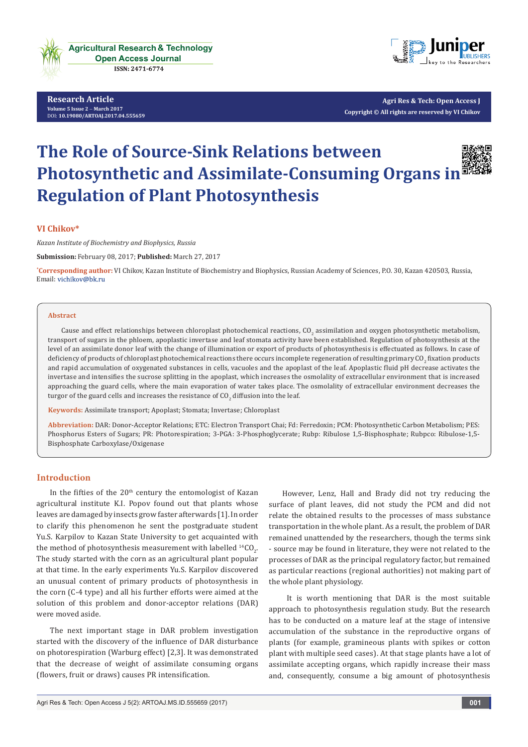Research Article

Volume 5 Issue 2 – March 2017

DOI: 10.19080/ARTOAJ.2017.04.555659

Agri Res & Tech: Open Access J

Copyright © All rights are reserved by VI Chikov

# The Role of Source-Sink Relations between Photosynthetic and Assimilate-Consuming Organs in Regulation of Plant Photosynthesis

**VI Chikov***

*Kazan Institute of Biochemistry and Biophysics, Russia*

**Submission:** February 08, 2017; **Published:** March 27, 2017

***Corresponding author:** VI Chikov, Kazan Institute of Biochemistry and Biophysics, Russian Academy of Sciences, P.O. 30, Kazan 420503, Russia, Email: vichikov@bk.ru

## Abstract

Cause and effect relationships between chloroplast photochemical reactions, $CO_2$ assimilation and oxygen photosynthetic metabolism, transport of sugars in the phloem, apoplastic invertase and leaf stomata activity have been established. Regulation of photosynthesis at the level of an assimilate donor leaf with the change of illumination or export of products of photosynthesis is effectuated as follows. In case of deficiency of products of chloroplast photochemical reactions there occurs incomplete regeneration of resulting primary $CO_2$ fixation products and rapid accumulation of oxygenated substances in cells, vacuoles and the apoplast of the leaf. Apoplastic fluid pH decrease activates the invertase and intensifies the sucrose splitting in the apoplast, which increases the osmolality of extracellular environment that is increased approaching the guard cells, where the main evaporation of water takes place. The osmolality of extracellular environment decreases the turgor of the guard cells and increases the resistance of $CO_2$ diffusion into the leaf.

**Keywords:** Assimilate transport; Apoplast; Stomata; Invertase; Chloroplast

**Abbreviation:** DAR: Donor-Acceptor Relations; ETC: Electron Transport Chai; Fd: Ferredoxin; PCM: Photosynthetic Carbon Metabolism; PES: Phosphorus Esters of Sugars; PR: Photorespiration; 3-PGA: 3-Phosphoglycerate; Rubp: Ribulose 1,5-Bisphosphate; Rubpco: Ribulose-1,5-Bisphosphate Carboxylase/Oxigenase

## Introduction

In the fifties of the 20th century the entomologist of Kazan agricultural institute K.I. Popov found out that plants whose leaves are damaged by insects grow faster afterwards [1]. In order to clarify this phenomenon he sent the postgraduate student Yu.S. Karpilov to Kazan State University to get acquainted with the method of photosynthesis measurement with labelled $^{14}CO_2$. The study started with the corn as an agricultural plant popular at that time. In the early experiments Yu.S. Karpilov discovered an unusual content of primary products of photosynthesis in the corn (C-4 type) and all his further efforts were aimed at the solution of this problem and donor-acceptor relations (DAR) were moved aside.

The next important stage in DAR problem investigation started with the discovery of the influence of DAR disturbance on photorespiration (Warburg effect) [2,3]. It was demonstrated that the decrease of weight of assimilate consuming organs (flowers, fruit or draws) causes PR intensification.

However, Lenz, Hall and Brady did not try reducing the surface of plant leaves, did not study the PCM and did not relate the obtained results to the processes of mass substance transportation in the whole plant. As a result, the problem of DAR remained unattended by the researchers, though the terms sink - source may be found in literature, they were not related to the processes of DAR as the principal regulatory factor, but remained as particular reactions (regional authorities) not making part of the whole plant physiology.

It is worth mentioning that DAR is the most suitable approach to photosynthesis regulation study. But the research has to be conducted on a mature leaf at the stage of intensive accumulation of the substance in the reproductive organs of plants (for example, gramineous plants with spikes or cotton plant with multiple seed cases). At that stage plants have a lot of assimilate accepting organs, which rapidly increase their mass and, consequently, consume a big amount of photosynthesis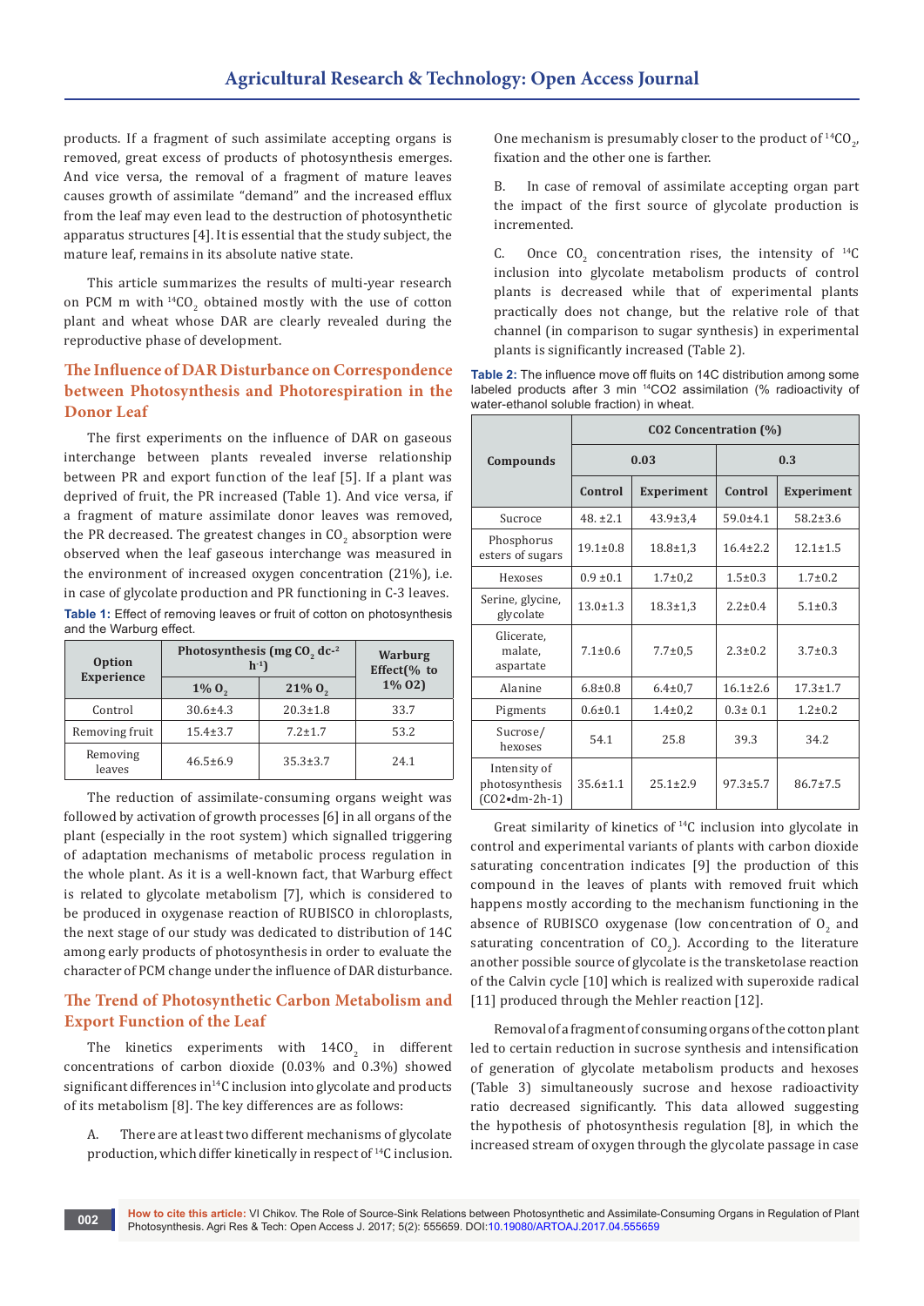products. If a fragment of such assimilate accepting organs is removed, great excess of products of photosynthesis emerges. And vice versa, the removal of a fragment of mature leaves causes growth of assimilate "demand" and the increased efflux from the leaf may even lead to the destruction of photosynthetic apparatus structures [4]. It is essential that the study subject, the mature leaf, remains in its absolute native state.

This article summarizes the results of multi-year research on PCM m with $^{14}CO_2$ obtained mostly with the use of cotton plant and wheat whose DAR are clearly revealed during the reproductive phase of development.

## The Influence of DAR Disturbance on Correspondence between Photosynthesis and Photorespiration in the Donor Leaf

The first experiments on the influence of DAR on gaseous interchange between plants revealed inverse relationship between PR and export function of the leaf [5]. If a plant was deprived of fruit, the PR increased (Table 1). And vice versa, if a fragment of mature assimilate donor leaves was removed, the PR decreased. The greatest changes in $CO_2$ absorption were observed when the leaf gaseous interchange was measured in the environment of increased oxygen concentration (21%), i.e. in case of glycolate production and PR functioning in C-3 leaves.

**Table 1:** Effect of removing leaves or fruit of cotton on photosynthesis and the Warburg effect.

| Option Experience | Photosynthesis (mg $CO_2$ dc$^{-2}$ h$^{-1}$) | | Warburg Effect(% to 1% O2) |
|---|---|---|---|
| | 1% $O_2$ | 21% $O_2$ | |
| Control | 30.6±4.3 | 20.3±1.8 | 33.7 |
| Removing fruit | 15.4±3.7 | 7.2±1.7 | 53.2 |
| Removing leaves | 46.5±6.9 | 35.3±3.7 | 24.1 |

The reduction of assimilate-consuming organs weight was followed by activation of growth processes [6] in all organs of the plant (especially in the root system) which signalled triggering of adaptation mechanisms of metabolic process regulation in the whole plant. As it is a well-known fact, that Warburg effect is related to glycolate metabolism [7], which is considered to be produced in oxygenase reaction of RUBISCO in chloroplasts, the next stage of our study was dedicated to distribution of 14C among early products of photosynthesis in order to evaluate the character of PCM change under the influence of DAR disturbance.

## The Trend of Photosynthetic Carbon Metabolism and Export Function of the Leaf

The kinetics experiments with $14CO_2$ in different concentrations of carbon dioxide (0.03% and 0.3%) showed significant differences in $^{14}C$ inclusion into glycolate and products of its metabolism [8]. The key differences are as follows:

A. There are at least two different mechanisms of glycolate production, which differ kinetically in respect of $^{14}C$ inclusion. One mechanism is presumably closer to the product of $^{14}CO_2$, fixation and the other one is farther.

B. In case of removal of assimilate accepting organ part the impact of the first source of glycolate production is incremented.

C. Once $CO_2$ concentration rises, the intensity of $^{14}C$ inclusion into glycolate metabolism products of control plants is decreased while that of experimental plants practically does not change, but the relative role of that channel (in comparison to sugar synthesis) in experimental plants is significantly increased (Table 2).

**Table 2:** The influence move off fluits on 14C distribution among some labeled products after 3 min $^{14}CO2$ assimilation (% radioactivity of water-ethanol soluble fraction) in wheat.

| Compounds | CO2 Concentration (%) | | | |
|---|---|---|---|---|
| | 0.03 | | 0.3 | |
| | Control | Experiment | Control | Experiment |
| Sucroce | 48. ±2.1 | 43.9±3,4 | 59.0±4.1 | 58.2±3.6 |
| Phosphorus esters of sugars | 19.1±0.8 | 18.8±1,3 | 16.4±2.2 | 12.1±1.5 |
| Hexoses | 0.9 ±0.1 | 1.7±0,2 | 1.5±0.3 | 1.7±0.2 |
| Serine, glycine, glycolate | 13.0±1.3 | 18.3±1,3 | 2.2±0.4 | 5.1±0.3 |
| Glicerate, malate, aspartate | 7.1±0.6 | 7.7±0,5 | 2.3±0.2 | 3.7±0.3 |
| Alanine | 6.8±0.8 | 6.4±0,7 | 16.1±2.6 | 17.3±1.7 |
| Pigments | 0.6±0.1 | 1.4±0,2 | 0.3± 0.1 | 1.2±0.2 |
| Sucrose/ hexoses | 54.1 | 25.8 | 39.3 | 34.2 |
| Intensity of photosynthesis (CO2•dm-2h-1) | 35.6±1.1 | 25.1±2.9 | 97.3±5.7 | 86.7±7.5 |

Great similarity of kinetics of $^{14}C$ inclusion into glycolate in control and experimental variants of plants with carbon dioxide saturating concentration indicates [9] the production of this compound in the leaves of plants with removed fruit which happens mostly according to the mechanism functioning in the absence of RUBISCO oxygenase (low concentration of $O_2$ and saturating concentration of $CO_2$). According to the literature another possible source of glycolate is the transketolase reaction of the Calvin cycle [10] which is realized with superoxide radical [11] produced through the Mehler reaction [12].

Removal of a fragment of consuming organs of the cotton plant led to certain reduction in sucrose synthesis and intensification of generation of glycolate metabolism products and hexoses (Table 3) simultaneously sucrose and hexose radioactivity ratio decreased significantly. This data allowed suggesting the hypothesis of photosynthesis regulation [8], in which the increased stream of oxygen through the glycolate passage in case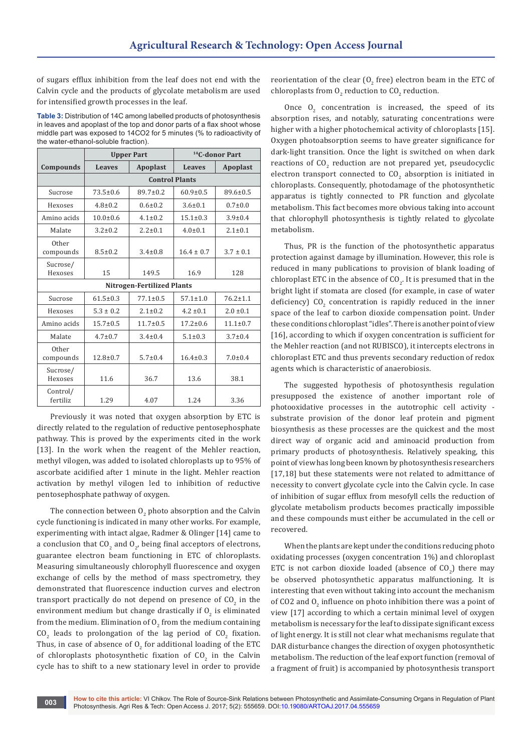of sugars efflux inhibition from the leaf does not end with the Calvin cycle and the products of glycolate metabolism are used for intensified growth processes in the leaf.

**Table 3:** Distribution of 14C among labelled products of photosynthesis in leaves and apoplast of the top and donor parts of a flax shoot whose middle part was exposed to 14CO2 for 5 minutes (% to radioactivity of the water-ethanol-soluble fraction).

| Compounds | Upper Part | | $^{14}C$-donor Part | |
|---|---|---|---|---|
| | Leaves | Apoplast | Leaves | Apoplast |
| | **Control Plants** | | | |
| Sucrose | 73.5±0.6 | 89.7±0.2 | 60.9±0.5 | 89.6±0.5 |
| Hexoses | 4.8±0.2 | 0.6±0.2 | 3.6±0.1 | 0.7±0.0 |
| Amino acids | 10.0±0.6 | 4.1±0.2 | 15.1±0.3 | 3.9±0.4 |
| Malate | 3.2±0.2 | 2.2±0.1 | 4.0±0.1 | 2.1±0.1 |
| Other compounds | 8.5±0.2 | 3.4±0.8 | 16.4 ± 0.7 | 3.7 ± 0.1 |
| Sucrose/Hexoses | 15 | 149.5 | 16.9 | 128 |
| **Nitrogen-Fertilized Plants** | | | | |
| Sucrose | 61.5±0.3 | 77.1±0.5 | 57.1±1.0 | 76.2±1.1 |
| Hexoses | 5.3 ± 0.2 | 2.1±0.2 | 4.2 ±0.1 | 2.0 ±0.1 |
| Amino acids | 15.7±0.5 | 11.7±0.5 | 17.2±0.6 | 11.1±0.7 |
| Malate | 4.7±0.7 | 3.4±0.4 | 5.1±0.3 | 3.7±0.4 |
| Other compounds | 12.8±0.7 | 5.7±0.4 | 16.4±0.3 | 7.0±0.4 |
| Sucrose/Hexoses | 11.6 | 36.7 | 13.6 | 38.1 |
| Control/fertiliz | 1.29 | 4.07 | 1.24 | 3.36 |

Previously it was noted that oxygen absorption by ETC is directly related to the regulation of reductive pentosephosphate pathway. This is proved by the experiments cited in the work [13]. In the work when the reagent of the Mehler reaction, methyl vilogen, was added to isolated chloroplasts up to 95% of ascorbate acidified after 1 minute in the light. Mehler reaction activation by methyl vilogen led to inhibition of reductive pentosephosphate pathway of oxygen.

The connection between $O_2$ photo absorption and the Calvin cycle functioning is indicated in many other works. For example, experimenting with intact algae, Radmer & Olinger [14] came to a conclusion that $CO_2$ and $O_2$, being final acceptors of electrons, guarantee electron beam functioning in ETC of chloroplasts. Measuring simultaneously chlorophyll fluorescence and oxygen exchange of cells by the method of mass spectrometry, they demonstrated that fluorescence induction curves and electron transport practically do not depend on presence of $CO_2$ in the environment medium but change drastically if $O_2$ is eliminated from the medium. Elimination of $O_2$ from the medium containing $CO_2$ leads to prolongation of the lag period of $CO_2$ fixation. Thus, in case of absence of $O_2$ for additional loading of the ETC of chloroplasts photosynthetic fixation of $CO_2$ in the Calvin cycle has to shift to a new stationary level in order to provide reorientation of the clear ($O_2$ free) electron beam in the ETC of chloroplasts from $O_2$ reduction to $CO_2$ reduction.

Once $O_2$ concentration is increased, the speed of its absorption rises, and notably, saturating concentrations were higher with a higher photochemical activity of chloroplasts [15]. Oxygen photoabsorption seems to have greater significance for dark-light transition. Once the light is switched on when dark reactions of $CO_2$ reduction are not prepared yet, pseudocyclic electron transport connected to $CO_2$ absorption is initiated in chloroplasts. Consequently, photodamage of the photosynthetic apparatus is tightly connected to PR function and glycolate metabolism. This fact becomes more obvious taking into account that chlorophyll photosynthesis is tightly related to glycolate metabolism.

Thus, PR is the function of the photosynthetic apparatus protection against damage by illumination. However, this role is reduced in many publications to provision of blank loading of chloroplast ETC in the absence of $CO_2$. It is presumed that in the bright light if stomata are closed (for example, in case of water deficiency) $CO_2$ concentration is rapidly reduced in the inner space of the leaf to carbon dioxide compensation point. Under these conditions chloroplast "idles". There is another point of view [16], according to which if oxygen concentration is sufficient for the Mehler reaction (and not RUBISCO), it intercepts electrons in chloroplast ETC and thus prevents secondary reduction of redox agents which is characteristic of anaerobiosis.

The suggested hypothesis of photosynthesis regulation presupposed the existence of another important role of photooxidative processes in the autotrophic cell activity - substrate provision of the donor leaf protein and pigment biosynthesis as these processes are the quickest and the most direct way of organic acid and aminoacid production from primary products of photosynthesis. Relatively speaking, this point of view has long been known by photosynthesis researchers [17,18] but these statements were not related to admittance of necessity to convert glycolate cycle into the Calvin cycle. In case of inhibition of sugar efflux from mesofyll cells the reduction of glycolate metabolism products becomes practically impossible and these compounds must either be accumulated in the cell or recovered.

When the plants are kept under the conditions reducing photo oxidating processes (oxygen concentration 1%) and chloroplast ETC is not carbon dioxide loaded (absence of $CO_2$) there may be observed photosynthetic apparatus malfunctioning. It is interesting that even without taking into account the mechanism of CO2 and $O_2$ influence on photo inhibition there was a point of view [17] according to which a certain minimal level of oxygen metabolism is necessary for the leaf to dissipate significant excess of light energy. It is still not clear what mechanisms regulate that DAR disturbance changes the direction of oxygen photosynthetic metabolism. The reduction of the leaf export function (removal of a fragment of fruit) is accompanied by photosynthesis transport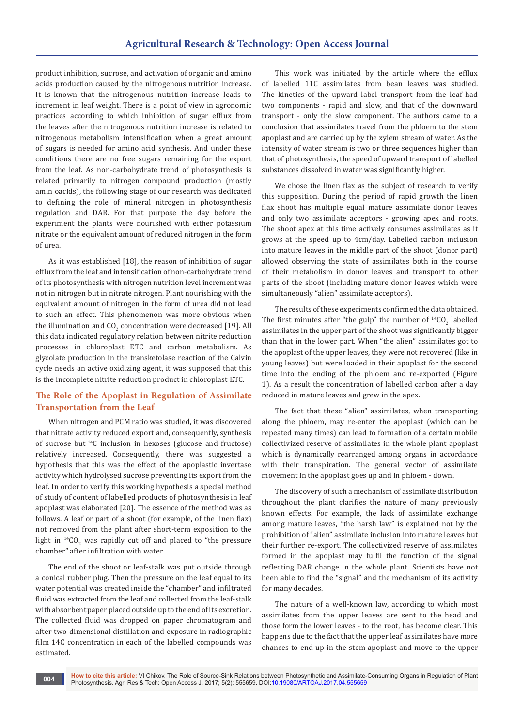product inhibition, sucrose, and activation of organic and amino acids production caused by the nitrogenous nutrition increase. It is known that the nitrogenous nutrition increase leads to increment in leaf weight. There is a point of view in agronomic practices according to which inhibition of sugar efflux from the leaves after the nitrogenous nutrition increase is related to nitrogenous metabolism intensification when a great amount of sugars is needed for amino acid synthesis. And under these conditions there are no free sugars remaining for the export from the leaf. As non-carbohydrate trend of photosynthesis is related primarily to nitrogen compound production (mostly amin oacids), the following stage of our research was dedicated to defining the role of mineral nitrogen in photosynthesis regulation and DAR. For that purpose the day before the experiment the plants were nourished with either potassium nitrate or the equivalent amount of reduced nitrogen in the form of urea.

As it was established [18], the reason of inhibition of sugar efflux from the leaf and intensification of non-carbohydrate trend of its photosynthesis with nitrogen nutrition level increment was not in nitrogen but in nitrate nitrogen. Plant nourishing with the equivalent amount of nitrogen in the form of urea did not lead to such an effect. This phenomenon was more obvious when the illumination and $CO_2$ concentration were decreased [19]. All this data indicated regulatory relation between nitrite reduction processes in chloroplast ETC and carbon metabolism. As glycolate production in the transketolase reaction of the Calvin cycle needs an active oxidizing agent, it was supposed that this is the incomplete nitrite reduction product in chloroplast ETC.

## The Role of the Apoplast in Regulation of Assimilate Transportation from the Leaf

When nitrogen and PCM ratio was studied, it was discovered that nitrate activity reduced export and, consequently, synthesis of sucrose but $^{14}C$ inclusion in hexoses (glucose and fructose) relatively increased. Consequently, there was suggested a hypothesis that this was the effect of the apoplastic invertase activity which hydrolysed sucrose preventing its export from the leaf. In order to verify this working hypothesis a special method of study of content of labelled products of photosynthesis in leaf apoplast was elaborated [20]. The essence of the method was as follows. A leaf or part of a shoot (for example, of the linen flax) not removed from the plant after short-term exposition to the light in $^{14}CO_2$ was rapidly cut off and placed to "the pressure chamber" after infiltration with water.

The end of the shoot or leaf-stalk was put outside through a conical rubber plug. Then the pressure on the leaf equal to its water potential was created inside the "chamber" and infiltrated fluid was extracted from the leaf and collected from the leaf-stalk with absorbent paper placed outside up to the end of its excretion. The collected fluid was dropped on paper chromatogram and after two-dimensional distillation and exposure in radiographic film 14C concentration in each of the labelled compounds was estimated.

This work was initiated by the article where the efflux of labelled 11C assimilates from bean leaves was studied. The kinetics of the upward label transport from the leaf had two components - rapid and slow, and that of the downward transport - only the slow component. The authors came to a conclusion that assimilates travel from the phloem to the stem apoplast and are carried up by the xylem stream of water. As the intensity of water stream is two or three sequences higher than that of photosynthesis, the speed of upward transport of labelled substances dissolved in water was significantly higher.

We chose the linen flax as the subject of research to verify this supposition. During the period of rapid growth the linen flax shoot has multiple equal mature assimilate donor leaves and only two assimilate acceptors - growing apex and roots. The shoot apex at this time actively consumes assimilates as it grows at the speed up to 4cm/day. Labelled carbon inclusion into mature leaves in the middle part of the shoot (donor part) allowed observing the state of assimilates both in the course of their metabolism in donor leaves and transport to other parts of the shoot (including mature donor leaves which were simultaneously "alien" assimilate acceptors).

The results of these experiments confirmed the data obtained. The first minutes after "the gulp" the number of $^{14}CO_2$ labelled assimilates in the upper part of the shoot was significantly bigger than that in the lower part. When "the alien" assimilates got to the apoplast of the upper leaves, they were not recovered (like in young leaves) but were loaded in their apoplast for the second time into the ending of the phloem and re-exported (Figure 1). As a result the concentration of labelled carbon after a day reduced in mature leaves and grew in the apex.

The fact that these "alien" assimilates, when transporting along the phloem, may re-enter the apoplast (which can be repeated many times) can lead to formation of a certain mobile collectivized reserve of assimilates in the whole plant apoplast which is dynamically rearranged among organs in accordance with their transpiration. The general vector of assimilate movement in the apoplast goes up and in phloem - down.

The discovery of such a mechanism of assimilate distribution throughout the plant clarifies the nature of many previously known effects. For example, the lack of assimilate exchange among mature leaves, "the harsh law" is explained not by the prohibition of "alien" assimilate inclusion into mature leaves but their further re-export. The collectivized reserve of assimilates formed in the apoplast may fulfil the function of the signal reflecting DAR change in the whole plant. Scientists have not been able to find the "signal" and the mechanism of its activity for many decades.

The nature of a well-known law, according to which most assimilates from the upper leaves are sent to the head and those form the lower leaves - to the root, has become clear. This happens due to the fact that the upper leaf assimilates have more chances to end up in the stem apoplast and move to the upper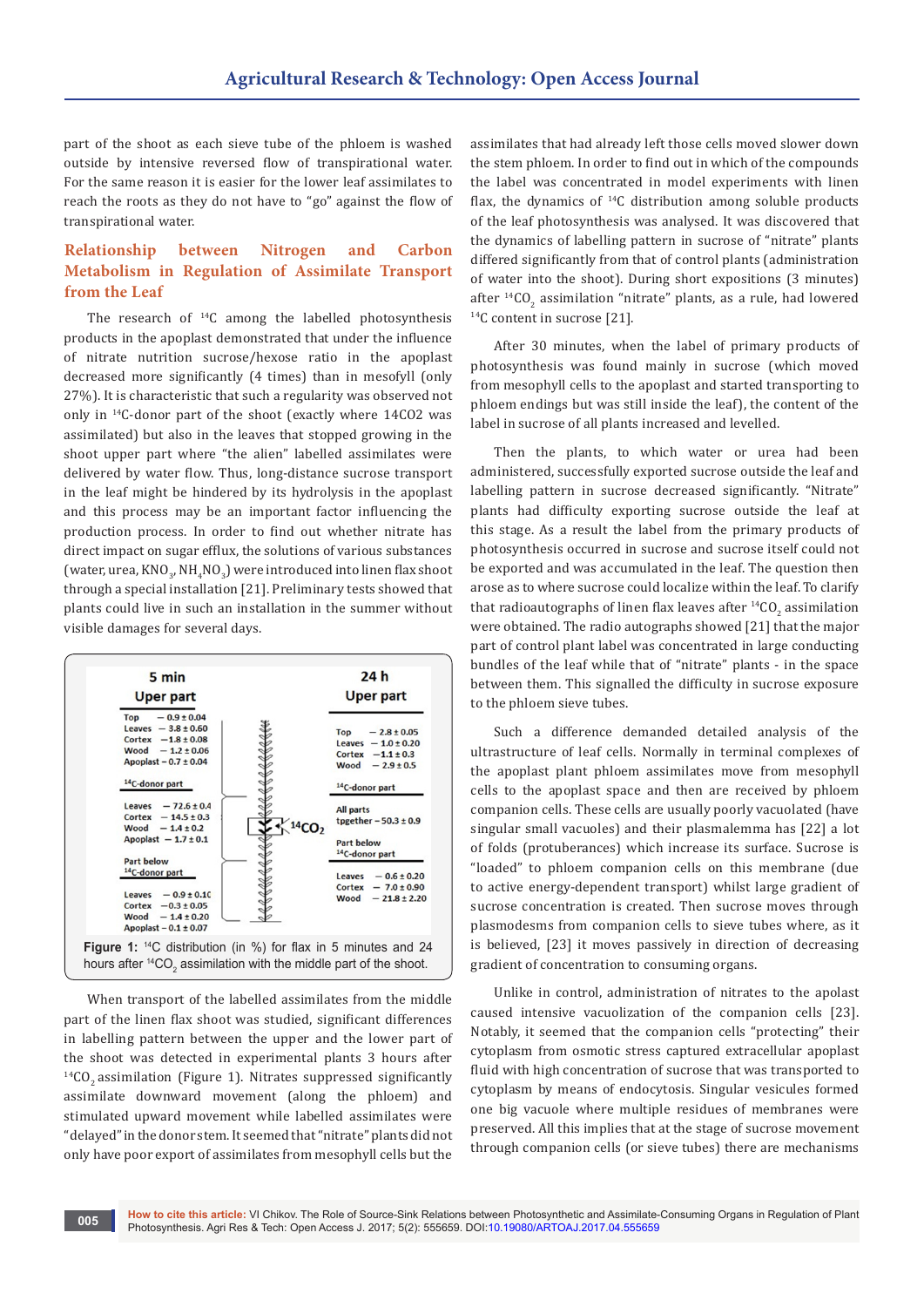part of the shoot as each sieve tube of the phloem is washed outside by intensive reversed flow of transpirational water. For the same reason it is easier for the lower leaf assimilates to reach the roots as they do not have to "go" against the flow of transpirational water.

## Relationship between Nitrogen and Carbon Metabolism in Regulation of Assimilate Transport from the Leaf

The research of $^{14}$C among the labelled photosynthesis products in the apoplast demonstrated that under the influence of nitrate nutrition sucrose/hexose ratio in the apoplast decreased more significantly (4 times) than in mesofyll (only 27%). It is characteristic that such a regularity was observed not only in $^{14}$C-donor part of the shoot (exactly where 14CO2 was assimilated) but also in the leaves that stopped growing in the shoot upper part where "the alien" labelled assimilates were delivered by water flow. Thus, long-distance sucrose transport in the leaf might be hindered by its hydrolysis in the apoplast and this process may be an important factor influencing the production process. In order to find out whether nitrate has direct impact on sugar efflux, the solutions of various substances (water, urea, $KNO_3$, $NH_4NO_3$) were introduced into linen flax shoot through a special installation [21]. Preliminary tests showed that plants could live in such an installation in the summer without visible damages for several days.

| 5 min | | 24 h | |
|---|---|---|---|
| **Upper part** | | **Upper part** | |
| Top | 0.9 ± 0.04 | Top | 2.8 ± 0.05 |
| Leaves | 3.8 ± 0.60 | Leaves | 1.0 ± 0.20 |
| Cortex | 1.8 ± 0.08 | Cortex | 1.1 ± 0.3 |
| Wood | 1.2 ± 0.06 | Wood | 2.9 ± 0.5 |
| Apoplast | 0.7 ± 0.04 | | |
| **$^{14}$C-donor part** | | **$^{14}$C-donor part** | |
| Leaves | 72.6 ± 0.4 | All parts tpgether | 50.3 ± 0.9 |
| Cortex | 14.5 ± 0.3 | | |
| Wood | 1.4 ± 0.2 | | |
| Apoplast | 1.7 ± 0.1 | | |
| **Part below $^{14}$C-donor part** | | **Part below $^{14}$C-donor part** | |
| Leaves | 0.9 ± 0.10 | Leaves | 0.6 ± 0.20 |
| Cortex | 0.3 ± 0.05 | Cortex | 7.0 ± 0.90 |
| Wood | 1.4 ± 0.20 | Wood | 21.8 ± 2.20 |
| Apoplast | 0.1 ± 0.07 | | |

**Figure 1:** $^{14}$C distribution (in %) for flax in 5 minutes and 24 hours after $^{14}CO_2$ assimilation with the middle part of the shoot.

When transport of the labelled assimilates from the middle part of the linen flax shoot was studied, significant differences in labelling pattern between the upper and the lower part of the shoot was detected in experimental plants 3 hours after $^{14}CO_2$ assimilation (Figure 1). Nitrates suppressed significantly assimilate downward movement (along the phloem) and stimulated upward movement while labelled assimilates were "delayed" in the donor stem. It seemed that "nitrate" plants did not only have poor export of assimilates from mesophyll cells but the assimilates that had already left those cells moved slower down the stem phloem. In order to find out in which of the compounds the label was concentrated in model experiments with linen flax, the dynamics of $^{14}$C distribution among soluble products of the leaf photosynthesis was analysed. It was discovered that the dynamics of labelling pattern in sucrose of "nitrate" plants differed significantly from that of control plants (administration of water into the shoot). During short expositions (3 minutes) after $^{14}CO_2$ assimilation "nitrate" plants, as a rule, had lowered $^{14}$C content in sucrose [21].

After 30 minutes, when the label of primary products of photosynthesis was found mainly in sucrose (which moved from mesophyll cells to the apoplast and started transporting to phloem endings but was still inside the leaf), the content of the label in sucrose of all plants increased and levelled.

Then the plants, to which water or urea had been administered, successfully exported sucrose outside the leaf and labelling pattern in sucrose decreased significantly. "Nitrate" plants had difficulty exporting sucrose outside the leaf at this stage. As a result the label from the primary products of photosynthesis occurred in sucrose and sucrose itself could not be exported and was accumulated in the leaf. The question then arose as to where sucrose could localize within the leaf. To clarify that radioautographs of linen flax leaves after $^{14}CO_2$ assimilation were obtained. The radio autographs showed [21] that the major part of control plant label was concentrated in large conducting bundles of the leaf while that of "nitrate" plants - in the space between them. This signalled the difficulty in sucrose exposure to the phloem sieve tubes.

Such a difference demanded detailed analysis of the ultrastructure of leaf cells. Normally in terminal complexes of the apoplast plant phloem assimilates move from mesophyll cells to the apoplast space and then are received by phloem companion cells. These cells are usually poorly vacuolated (have singular small vacuoles) and their plasmalemma has [22] a lot of folds (protuberances) which increase its surface. Sucrose is "loaded" to phloem companion cells on this membrane (due to active energy-dependent transport) whilst large gradient of sucrose concentration is created. Then sucrose moves through plasmodesms from companion cells to sieve tubes where, as it is believed, [23] it moves passively in direction of decreasing gradient of concentration to consuming organs.

Unlike in control, administration of nitrates to the apolast caused intensive vacuolization of the companion cells [23]. Notably, it seemed that the companion cells "protecting" their cytoplasm from osmotic stress captured extracellular apoplast fluid with high concentration of sucrose that was transported to cytoplasm by means of endocytosis. Singular vesicules formed one big vacuole where multiple residues of membranes were preserved. All this implies that at the stage of sucrose movement through companion cells (or sieve tubes) there are mechanisms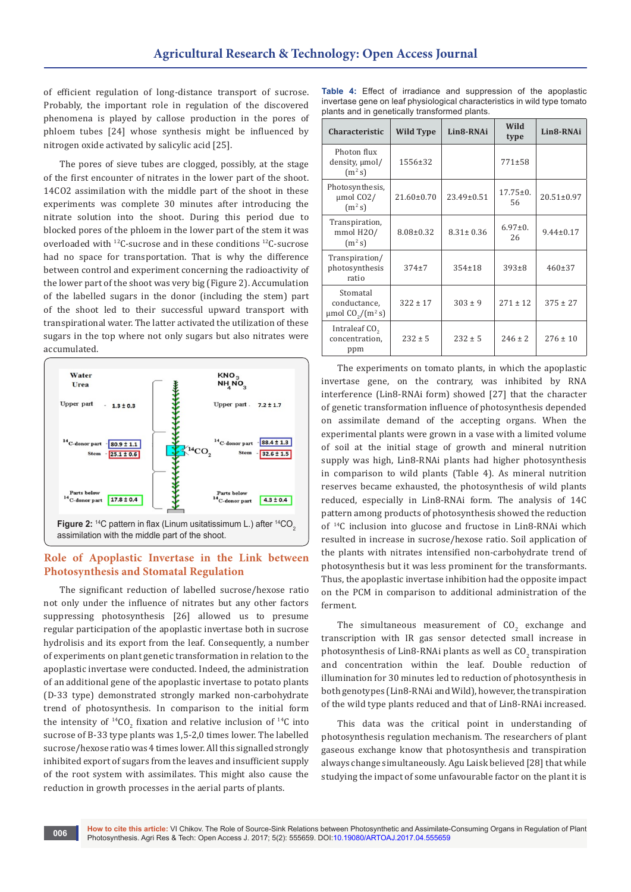of efficient regulation of long-distance transport of sucrose. Probably, the important role in regulation of the discovered phenomena is played by callose production in the pores of phloem tubes [24] whose synthesis might be influenced by nitrogen oxide activated by salicylic acid [25].

The pores of sieve tubes are clogged, possibly, at the stage of the first encounter of nitrates in the lower part of the shoot. 14CO2 assimilation with the middle part of the shoot in these experiments was complete 30 minutes after introducing the nitrate solution into the shoot. During this period due to blocked pores of the phloem in the lower part of the stem it was overloaded with $^{12}$C-sucrose and in these conditions $^{12}$C-sucrose had no space for transportation. That is why the difference between control and experiment concerning the radioactivity of the lower part of the shoot was very big (Figure 2). Accumulation of the labelled sugars in the donor (including the stem) part of the shoot led to their successful upward transport with transpirational water. The latter activated the utilization of these sugars in the top where not only sugars but also nitrates were accumulated.

**Figure 2:** $^{14}$C pattern in flax (Linum usitatissimum L.) after $^{14}CO_2$ assimilation with the middle part of the shoot.

## Role of Apoplastic Invertase in the Link between Photosynthesis and Stomatal Regulation

The significant reduction of labelled sucrose/hexose ratio not only under the influence of nitrates but any other factors suppressing photosynthesis [26] allowed us to presume regular participation of the apoplastic invertase both in sucrose hydrolisis and its export from the leaf. Consequently, a number of experiments on plant genetic transformation in relation to the apoplastic invertase were conducted. Indeed, the administration of an additional gene of the apoplastic invertase to potato plants (D-33 type) demonstrated strongly marked non-carbohydrate trend of photosynthesis. In comparison to the initial form the intensity of $^{14}CO_2$ fixation and relative inclusion of $^{14}$C into sucrose of B-33 type plants was 1,5-2,0 times lower. The labelled sucrose/hexose ratio was 4 times lower. All this signalled strongly inhibited export of sugars from the leaves and insufficient supply of the root system with assimilates. This might also cause the reduction in growth processes in the aerial parts of plants.

**Table 4:** Effect of irradiance and suppression of the apoplastic invertase gene on leaf physiological characteristics in wild type tomato plants and in genetically transformed plants.

| Characteristic | Wild Type | Lin8-RNAi | Wild type | Lin8-RNAi |
|---|---|---|---|---|
| Photon flux density, µmol/($m^2$ s) | 1556±32 | | 771±58 | |
| Photosynthesis, µmol CO2/($m^2$ s) | 21.60±0.70 | 23.49±0.51 | 17.75±0.56 | 20.51±0.97 |
| Transpiration, mmol H2O/($m^2$ s) | 8.08±0.32 | 8.31± 0.36 | 6.97±0.26 | 9.44±0.17 |
| Transpiration/photosynthesis ratio | 374±7 | 354±18 | 393±8 | 460±37 |
| Stomatal conductance, µmol $CO_2$/($m^2$ s) | 322 ± 17 | 303 ± 9 | 271 ± 12 | 375 ± 27 |
| Intraleaf $CO_2$ concentration, ppm | 232 ± 5 | 232 ± 5 | 246 ± 2 | 276 ± 10 |

The experiments on tomato plants, in which the apoplastic invertase gene, on the contrary, was inhibited by RNA interference (Lin8-RNAi form) showed [27] that the character of genetic transformation influence of photosynthesis depended on assimilate demand of the accepting organs. When the experimental plants were grown in a vase with a limited volume of soil at the initial stage of growth and mineral nutrition supply was high, Lin8-RNAi plants had higher photosynthesis in comparison to wild plants (Table 4). As mineral nutrition reserves became exhausted, the photosynthesis of wild plants reduced, especially in Lin8-RNAi form. The analysis of 14C pattern among products of photosynthesis showed the reduction of $^{14}$C inclusion into glucose and fructose in Lin8-RNAi which resulted in increase in sucrose/hexose ratio. Soil application of the plants with nitrates intensified non-carbohydrate trend of photosynthesis but it was less prominent for the transformants. Thus, the apoplastic invertase inhibition had the opposite impact on the PCM in comparison to additional administration of the ferment.

The simultaneous measurement of $CO_2$ exchange and transcription with IR gas sensor detected small increase in photosynthesis of Lin8-RNAi plants as well as $CO_2$ transpiration and concentration within the leaf. Double reduction of illumination for 30 minutes led to reduction of photosynthesis in both genotypes (Lin8-RNAi and Wild), however, the transpiration of the wild type plants reduced and that of Lin8-RNAi increased.

This data was the critical point in understanding of photosynthesis regulation mechanism. The researchers of plant gaseous exchange know that photosynthesis and transpiration always change simultaneously. Agu Laisk believed [28] that while studying the impact of some unfavourable factor on the plant it is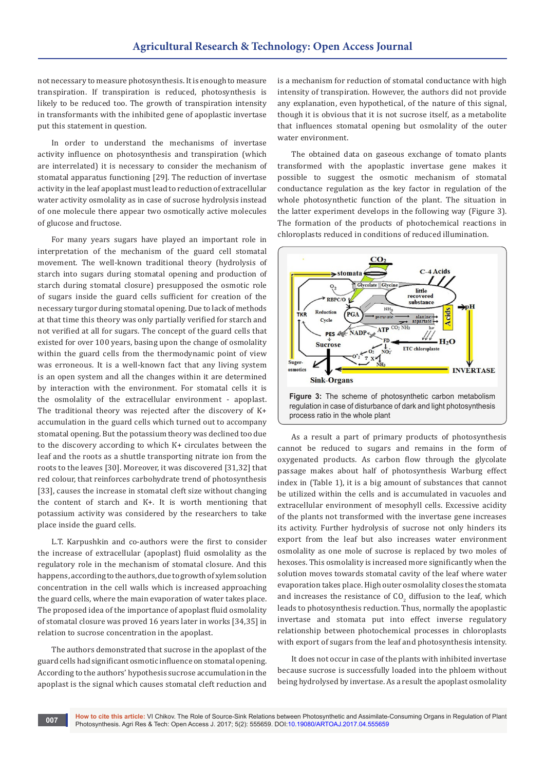not necessary to measure photosynthesis. It is enough to measure transpiration. If transpiration is reduced, photosynthesis is likely to be reduced too. The growth of transpiration intensity in transformants with the inhibited gene of apoplastic invertase put this statement in question.

In order to understand the mechanisms of invertase activity influence on photosynthesis and transpiration (which are interrelated) it is necessary to consider the mechanism of stomatal apparatus functioning [29]. The reduction of invertase activity in the leaf apoplast must lead to reduction of extracellular water activity osmolality as in case of sucrose hydrolysis instead of one molecule there appear two osmotically active molecules of glucose and fructose.

For many years sugars have played an important role in interpretation of the mechanism of the guard cell stomatal movement. The well-known traditional theory (hydrolysis of starch into sugars during stomatal opening and production of starch during stomatal closure) presupposed the osmotic role of sugars inside the guard cells sufficient for creation of the necessary turgor during stomatal opening. Due to lack of methods at that time this theory was only partially verified for starch and not verified at all for sugars. The concept of the guard cells that existed for over 100 years, basing upon the change of osmolality within the guard cells from the thermodynamic point of view was erroneous. It is a well-known fact that any living system is an open system and all the changes within it are determined by interaction with the environment. For stomatal cells it is the osmolality of the extracellular environment - apoplast. The traditional theory was rejected after the discovery of K+ accumulation in the guard cells which turned out to accompany stomatal opening. But the potassium theory was declined too due to the discovery according to which K+ circulates between the leaf and the roots as a shuttle transporting nitrate ion from the roots to the leaves [30]. Moreover, it was discovered [31,32] that red colour, that reinforces carbohydrate trend of photosynthesis [33], causes the increase in stomatal cleft size without changing the content of starch and K+. It is worth mentioning that potassium activity was considered by the researchers to take place inside the guard cells.

L.T. Karpushkin and co-authors were the first to consider the increase of extracellular (apoplast) fluid osmolality as the regulatory role in the mechanism of stomatal closure. And this happens, according to the authors, due to growth of xylem solution concentration in the cell walls which is increased approaching the guard cells, where the main evaporation of water takes place. The proposed idea of the importance of apoplast fluid osmolality of stomatal closure was proved 16 years later in works [34,35] in relation to sucrose concentration in the apoplast.

The authors demonstrated that sucrose in the apoplast of the guard cells had significant osmotic influence on stomatal opening. According to the authors' hypothesis sucrose accumulation in the apoplast is the signal which causes stomatal cleft reduction and is a mechanism for reduction of stomatal conductance with high intensity of transpiration. However, the authors did not provide any explanation, even hypothetical, of the nature of this signal, though it is obvious that it is not sucrose itself, as a metabolite that influences stomatal opening but osmolality of the outer water environment.

The obtained data on gaseous exchange of tomato plants transformed with the apoplastic invertase gene makes it possible to suggest the osmotic mechanism of stomatal conductance regulation as the key factor in regulation of the whole photosynthetic function of the plant. The situation in the latter experiment develops in the following way (Figure 3). The formation of the products of photochemical reactions in chloroplasts reduced in conditions of reduced illumination.

Figure 3: The scheme of photosynthetic carbon metabolism regulation in case of disturbance of dark and light photosynthesis process ratio in the whole plant

As a result a part of primary products of photosynthesis cannot be reduced to sugars and remains in the form of oxygenated products. As carbon flow through the glycolate passage makes about half of photosynthesis Warburg effect index in (Table 1), it is a big amount of substances that cannot be utilized within the cells and is accumulated in vacuoles and extracellular environment of mesophyll cells. Excessive acidity of the plants not transformed with the invertase gene increases its activity. Further hydrolysis of sucrose not only hinders its export from the leaf but also increases water environment osmolality as one mole of sucrose is replaced by two moles of hexoses. This osmolality is increased more significantly when the solution moves towards stomatal cavity of the leaf where water evaporation takes place. High outer osmolality closes the stomata and increases the resistance of $CO_2$ diffusion to the leaf, which leads to photosynthesis reduction. Thus, normally the apoplastic invertase and stomata put into effect inverse regulatory relationship between photochemical processes in chloroplasts with export of sugars from the leaf and photosynthesis intensity.

It does not occur in case of the plants with inhibited invertase because sucrose is successfully loaded into the phloem without being hydrolysed by invertase. As a result the apoplast osmolality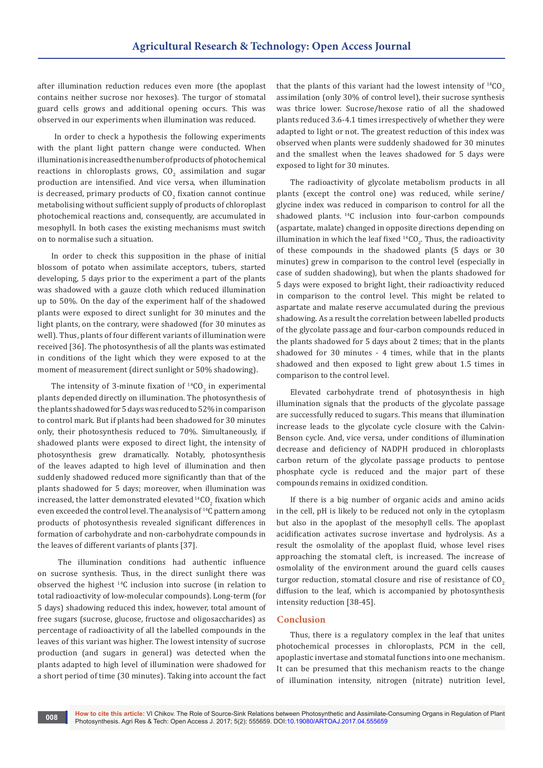after illumination reduction reduces even more (the apoplast contains neither sucrose nor hexoses). The turgor of stomatal guard cells grows and additional opening occurs. This was observed in our experiments when illumination was reduced.

In order to check a hypothesis the following experiments with the plant light pattern change were conducted. When illumination is increased the number of products of photochemical reactions in chloroplasts grows, $CO_2$ assimilation and sugar production are intensified. And vice versa, when illumination is decreased, primary products of $CO_2$ fixation cannot continue metabolising without sufficient supply of products of chloroplast photochemical reactions and, consequently, are accumulated in mesophyll. In both cases the existing mechanisms must switch on to normalise such a situation.

In order to check this supposition in the phase of initial blossom of potato when assimilate acceptors, tubers, started developing, 5 days prior to the experiment a part of the plants was shadowed with a gauze cloth which reduced illumination up to 50%. On the day of the experiment half of the shadowed plants were exposed to direct sunlight for 30 minutes and the light plants, on the contrary, were shadowed (for 30 minutes as well). Thus, plants of four different variants of illumination were received [36]. The photosynthesis of all the plants was estimated in conditions of the light which they were exposed to at the moment of measurement (direct sunlight or 50% shadowing).

The intensity of 3-minute fixation of $^{14}CO_2$ in experimental plants depended directly on illumination. The photosynthesis of the plants shadowed for 5 days was reduced to 52% in comparison to control mark. But if plants had been shadowed for 30 minutes only, their photosynthesis reduced to 70%. Simultaneously, if shadowed plants were exposed to direct light, the intensity of photosynthesis grew dramatically. Notably, photosynthesis of the leaves adapted to high level of illumination and then suddenly shadowed reduced more significantly than that of the plants shadowed for 5 days; moreover, when illumination was increased, the latter demonstrated elevated $^{14}CO_2$ fixation which even exceeded the control level. The analysis of $^{14}C$ pattern among products of photosynthesis revealed significant differences in formation of carbohydrate and non-carbohydrate compounds in the leaves of different variants of plants [37].

The illumination conditions had authentic influence on sucrose synthesis. Thus, in the direct sunlight there was observed the highest $^{14}C$ inclusion into sucrose (in relation to total radioactivity of low-molecular compounds). Long-term (for 5 days) shadowing reduced this index, however, total amount of free sugars (sucrose, glucose, fructose and oligosaccharides) as percentage of radioactivity of all the labelled compounds in the leaves of this variant was higher. The lowest intensity of sucrose production (and sugars in general) was detected when the plants adapted to high level of illumination were shadowed for a short period of time (30 minutes). Taking into account the fact that the plants of this variant had the lowest intensity of $^{14}CO_2$ assimilation (only 30% of control level), their sucrose synthesis was thrice lower. Sucrose/hexose ratio of all the shadowed plants reduced 3.6-4.1 times irrespectively of whether they were adapted to light or not. The greatest reduction of this index was observed when plants were suddenly shadowed for 30 minutes and the smallest when the leaves shadowed for 5 days were exposed to light for 30 minutes.

The radioactivity of glycolate metabolism products in all plants (except the control one) was reduced, while serine/glycine index was reduced in comparison to control for all the shadowed plants. $^{14}C$ inclusion into four-carbon compounds (aspartate, malate) changed in opposite directions depending on illumination in which the leaf fixed $^{14}CO_2$. Thus, the radioactivity of these compounds in the shadowed plants (5 days or 30 minutes) grew in comparison to the control level (especially in case of sudden shadowing), but when the plants shadowed for 5 days were exposed to bright light, their radioactivity reduced in comparison to the control level. This might be related to aspartate and malate reserve accumulated during the previous shadowing. As a result the correlation between labelled products of the glycolate passage and four-carbon compounds reduced in the plants shadowed for 5 days about 2 times; that in the plants shadowed for 30 minutes - 4 times, while that in the plants shadowed and then exposed to light grew about 1.5 times in comparison to the control level.

Elevated carbohydrate trend of photosynthesis in high illumination signals that the products of the glycolate passage are successfully reduced to sugars. This means that illumination increase leads to the glycolate cycle closure with the Calvin-Benson cycle. And, vice versa, under conditions of illumination decrease and deficiency of NADPH produced in chloroplasts carbon return of the glycolate passage products to pentose phosphate cycle is reduced and the major part of these compounds remains in oxidized condition.

If there is a big number of organic acids and amino acids in the cell, pH is likely to be reduced not only in the cytoplasm but also in the apoplast of the mesophyll cells. The apoplast acidification activates sucrose invertase and hydrolysis. As a result the osmolality of the apoplast fluid, whose level rises approaching the stomatal cleft, is increased. The increase of osmolality of the environment around the guard cells causes turgor reduction, stomatal closure and rise of resistance of $CO_2$ diffusion to the leaf, which is accompanied by photosynthesis intensity reduction [38-45].

## Conclusion

Thus, there is a regulatory complex in the leaf that unites photochemical processes in chloroplasts, PCM in the cell, apoplastic invertase and stomatal functions into one mechanism. It can be presumed that this mechanism reacts to the change of illumination intensity, nitrogen (nitrate) nutrition level,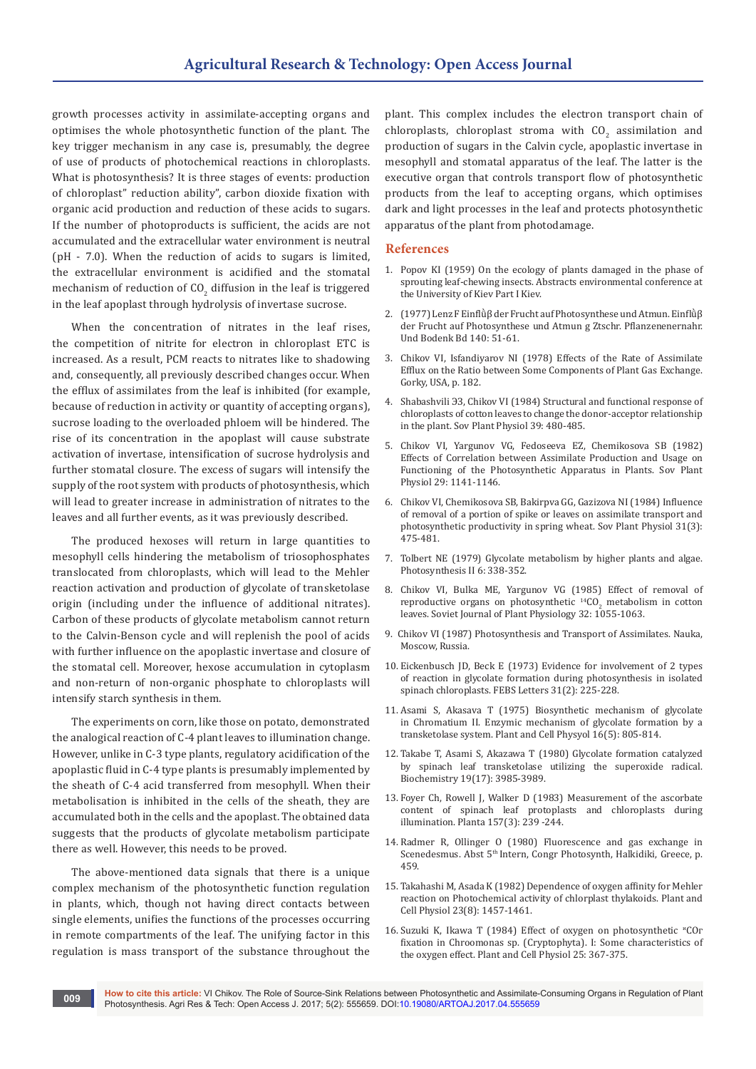growth processes activity in assimilate-accepting organs and optimises the whole photosynthetic function of the plant. The key trigger mechanism in any case is, presumably, the degree of use of products of photochemical reactions in chloroplasts. What is photosynthesis? It is three stages of events: production of chloroplast" reduction ability", carbon dioxide fixation with organic acid production and reduction of these acids to sugars. If the number of photoproducts is sufficient, the acids are not accumulated and the extracellular water environment is neutral (pH - 7.0). When the reduction of acids to sugars is limited, the extracellular environment is acidified and the stomatal mechanism of reduction of $CO_2$ diffusion in the leaf is triggered in the leaf apoplast through hydrolysis of invertase sucrose.

When the concentration of nitrates in the leaf rises, the competition of nitrite for electron in chloroplast ETC is increased. As a result, PCM reacts to nitrates like to shadowing and, consequently, all previously described changes occur. When the efflux of assimilates from the leaf is inhibited (for example, because of reduction in activity or quantity of accepting organs), sucrose loading to the overloaded phloem will be hindered. The rise of its concentration in the apoplast will cause substrate activation of invertase, intensification of sucrose hydrolysis and further stomatal closure. The excess of sugars will intensify the supply of the root system with products of photosynthesis, which will lead to greater increase in administration of nitrates to the leaves and all further events, as it was previously described.

The produced hexoses will return in large quantities to mesophyll cells hindering the metabolism of triosophosphates translocated from chloroplasts, which will lead to the Mehler reaction activation and production of glycolate of transketolase origin (including under the influence of additional nitrates). Carbon of these products of glycolate metabolism cannot return to the Calvin-Benson cycle and will replenish the pool of acids with further influence on the apoplastic invertase and closure of the stomatal cell. Moreover, hexose accumulation in cytoplasm and non-return of non-organic phosphate to chloroplasts will intensify starch synthesis in them.

The experiments on corn, like those on potato, demonstrated the analogical reaction of C-4 plant leaves to illumination change. However, unlike in C-3 type plants, regulatory acidification of the apoplastic fluid in C-4 type plants is presumably implemented by the sheath of C-4 acid transferred from mesophyll. When their metabolisation is inhibited in the cells of the sheath, they are accumulated both in the cells and the apoplast. The obtained data suggests that the products of glycolate metabolism participate there as well. However, this needs to be proved.

The above-mentioned data signals that there is a unique complex mechanism of the photosynthetic function regulation in plants, which, though not having direct contacts between single elements, unifies the functions of the processes occurring in remote compartments of the leaf. The unifying factor in this regulation is mass transport of the substance throughout the plant. This complex includes the electron transport chain of chloroplasts, chloroplast stroma with $CO_2$ assimilation and production of sugars in the Calvin cycle, apoplastic invertase in mesophyll and stomatal apparatus of the leaf. The latter is the executive organ that controls transport flow of photosynthetic products from the leaf to accepting organs, which optimises dark and light processes in the leaf and protects photosynthetic apparatus of the plant from photodamage.

## References

1. Popov KI (1959) On the ecology of plants damaged in the phase of sprouting leaf-chewing insects. Abstracts environmental conference at the University of Kiev Part I Kiev.
2. (1977) Lenz F Einflùβ der Frucht auf Photosynthese und Atmun. Einflùβ der Frucht auf Photosynthese und Atmun g Ztschr. Pflanzenenernahr. Und Bodenk Bd 140: 51-61.
3. Chikov VI, Isfandiyarov NI (1978) Effects of the Rate of Assimilate Efflux on the Ratio between Some Components of Plant Gas Exchange. Gorky, USA, p. 182.
4. Shabashvili ЭЗ, Chikov VI (1984) Structural and functional response of chloroplasts of cotton leaves to change the donor-acceptor relationship in the plant. Sov Plant Physiol 39: 480-485.
5. Chikov VI, Yargunov VG, Fedoseeva EZ, Chemikosova SB (1982) Effects of Correlation between Assimilate Production and Usage on Functioning of the Photosynthetic Apparatus in Plants. Sov Plant Physiol 29: 1141-1146.
6. Chikov VI, Chemikosova SB, Bakirpva GG, Gazizova NI (1984) Influence of removal of a portion of spike or leaves on assimilate transport and photosynthetic productivity in spring wheat. Sov Plant Physiol 31(3): 475-481.
7. Tolbert NE (1979) Glycolate metabolism by higher plants and algae. Photosynthesis II 6: 338-352.
8. Chikov VI, Bulka ME, Yargunov VG (1985) Effect of removal of reproductive organs on photosynthetic $^{14}CO_2$ metabolism in cotton leaves. Soviet Journal of Plant Physiology 32: 1055-1063.
9. Chikov VI (1987) Photosynthesis and Transport of Assimilates. Nauka, Moscow, Russia.
10. Eickenbusch JD, Beck E (1973) Evidence for involvement of 2 types of reaction in glycolate formation during photosynthesis in isolated spinach chloroplasts. FEBS Letters 31(2): 225-228.
11. Asami S, Akasava T (1975) Biosynthetic mechanism of glycolate in Chromatium II. Enzymic mechanism of glycolate formation by a transketolase system. Plant and Cell Physyol 16(5): 805-814.
12. Takabe T, Asami S, Akazawa T (1980) Glycolate formation catalyzed by spinach leaf transketolase utilizing the superoxide radical. Biochemistry 19(17): 3985-3989.
13. Foyer Ch, Rowell J, Walker D (1983) Measurement of the ascorbate content of spinach leaf protoplasts and chloroplasts during illumination. Planta 157(3): 239 -244.
14. Radmer R, Ollinger O (1980) Fluorescence and gas exchange in Scenedesmus. Abst 5th Intern, Congr Photosynth, Halkidiki, Greece, p. 459.
15. Takahashi M, Asada K (1982) Dependence of oxygen affinity for Mehler reaction on Photochemical activity of chlorplast thylakoids. Plant and Cell Physiol 23(8): 1457-1461.
16. Suzuki K, Ikawa T (1984) Effect of oxygen on photosynthetic *COr fixation in Chroomonas sp. (Cryptophyta). I: Some characteristics of the oxygen effect. Plant and Cell Physiol 25: 367-375.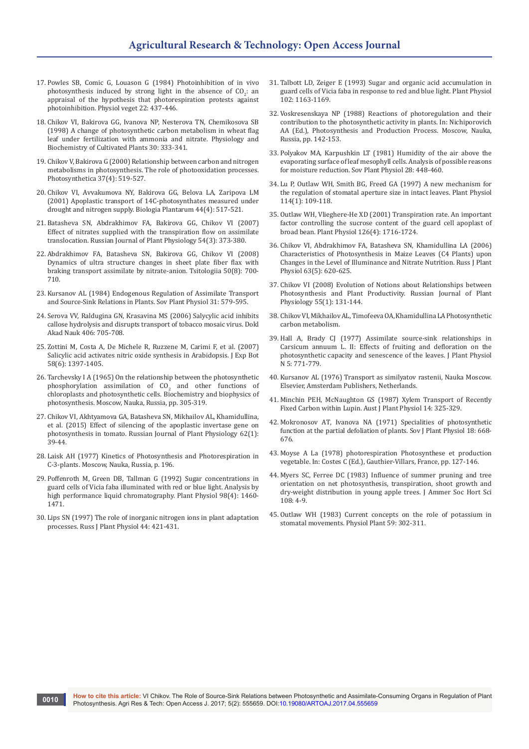17. Powles SB, Comic G, Louason G (1984) Photoinhibition of in vivo photosynthesis induced by strong light in the absence of $CO_2$: an appraisal of the hypothesis that photorespiration protests against photoinhibition. Physiol veget 22: 437-446.

18. Chikov VI, Bakirova GG, Ivanova NP, Nesterova TN, Chemikosova SB (1998) A change of photosynthetic carbon metabolism in wheat flag leaf under fertilization with ammonia and nitrate. Physiology and Biochemistry of Cultivated Plants 30: 333-341.

19. Chikov V, Bakirova G (2000) Relationship between carbon and nitrogen metabolisms in photosynthesis. The role of photooxidation processes. Photosynthetica 37(4): 519-527.

20. Chikov VI, Avvakumova NY, Bakirova GG, Belova LA, Zaripova LM (2001) Apoplastic transport of 14C-photosynthates measured under drought and nitrogen supply. Biologia Plantarum 44(4): 517-521.

21. Batasheva SN, Abdrakhimov FA, Bakirova GG, Chikov VI (2007) Effect of nitrates supplied with the transpiration flow on assimilate translocation. Russian Journal of Plant Physiology 54(3): 373-380.

22. Abdrakhimov FA, Batasheva SN, Bakirova GG, Chikov VI (2008) Dynamics of ultra structure changes in sheet plate fiber flax with braking transport assimilate by nitrate-anion. Tsitologiia 50(8): 700-710.

23. Kursanov AL (1984) Endogenous Regulation of Assimilate Transport and Source-Sink Relations in Plants. Sov Plant Physiol 31: 579-595.

24. Serova VV, Raldugina GN, Krasavina MS (2006) Salycylic acid inhibits callose hydrolysis and disrupts transport of tobacco mosaic virus. Dokl Akad Nauk 406: 705-708.

25. Zottini M, Costa A, De Michele R, Ruzzene M, Carimi F, et al. (2007) Salicylic acid activates nitric oxide synthesis in Arabidopsis. J Exp Bot 58(6): 1397-1405.

26. Tarchevsky I A (1965) On the relationship between the photosynthetic phosphorylation assimilation of $CO_2$ and other functions of chloroplasts and photosynthetic cells. Biochemistry and biophysics of photosynthesis. Moscow, Nauka, Russia, pp. 305-319.

27. Chikov VI, Akhtyamova GA, Batasheva SN, Mikhailov AL, Khamidullina, et al. (2015) Effect of silencing of the apoplastic invertase gene on photosynthesis in tomato. Russian Journal of Plant Physiology 62(1): 39-44.

28. Laisk AH (1977) Kinetics of Photosynthesis and Photorespiration in C-3-plants. Moscow, Nauka, Russia, p. 196.

29. Poffenroth M, Green DB, Tallman G (1992) Sugar concentrations in guard cells of Vicia faba illuminated with red or blue light. Analysis by high performance liquid chromatography. Plant Physiol 98(4): 1460-1471.

30. Lips SN (1997) The role of inorganic nitrogen ions in plant adaptation processes. Russ J Plant Physiol 44: 421-431.

31. Talbott LD, Zeiger E (1993) Sugar and organic acid accumulation in guard cells of Vicia faba in response to red and blue light. Plant Physiol 102: 1163-1169.

32. Voskresenskaya NP (1988) Reactions of photoregulation and their contribution to the photosynthetic activity in plants. In: Nichiporovich AA (Ed.), Photosynthesis and Production Process. Moscow, Nauka, Russia, pp. 142-153.

33. Polyakov MA, Karpushkin LT (1981) Humidity of the air above the evaporating surface of leaf mesophyll cells. Analysis of possible reasons for moisture reduction. Sov Plant Physiol 28: 448-460.

34. Lu P, Outlaw WH, Smith BG, Freed GA (1997) A new mechanism for the regulation of stomatal aperture size in intact leaves. Plant Physiol 114(1): 109-118.

35. Outlaw WH, Vlieghere-He XD (2001) Transpiration rate. An important factor controlling the sucrose content of the guard cell apoplast of broad bean. Plant Physiol 126(4): 1716-1724.

36. Chikov VI, Abdrakhimov FA, Batasheva SN, Khamidullina LA (2006) Characteristics of Photosynthesis in Maize Leaves (C4 Plants) upon Changes in the Level of Illuminance and Nitrate Nutrition. Russ J Plant Physiol 63(5): 620-625.

37. Chikov VI (2008) Evolution of Notions about Relationships between Photosynthesis and Plant Productivity. Russian Journal of Plant Physiology 55(1): 131-144.

38. Chikov VI, Mikhailov AL, Timofeeva OA, Khamidullina LA Photosynthetic carbon metabolism.

39. Hall A, Brady CJ (1977) Assimilate source-sink relationships in Carsicum annuum L. II: Effects of fruiting and defloration on the photosynthetic capacity and senescence of the leaves. J Plant Physiol N 5: 771-779.

40. Kursanov AL (1976) Transport as similyatov rastenii, Nauka Moscow. Elsevier, Amsterdam Publishers, Netherlands.

41. Minchin PEH, McNaughton GS (1987) Xylem Transport of Recently Fixed Carbon within Lupin. Aust J Plant Physiol 14: 325-329.

42. Mokronosov AT, Ivanova NA (1971) Specialities of photosynthetic function at the partial defoliation of plants. Sov J Plant Physiol 18: 668-676.

43. Moyse A La (1978) photorespiration Photosynthese et production vegetable. In: Costes C (Ed.), Gauthier-Villars, France, pp. 127-146.

44. Myers SC, Ferree DC (1983) Influence of summer pruning and tree orientation on net photosynthesis, transpiration, shoot growth and dry-weight distribution in young apple trees. J Ammer Soc Hort Sci 108: 4-9.

45. Outlaw WH (1983) Current concepts on the role of potassium in stomatal movements. Physiol Plant 59: 302-311.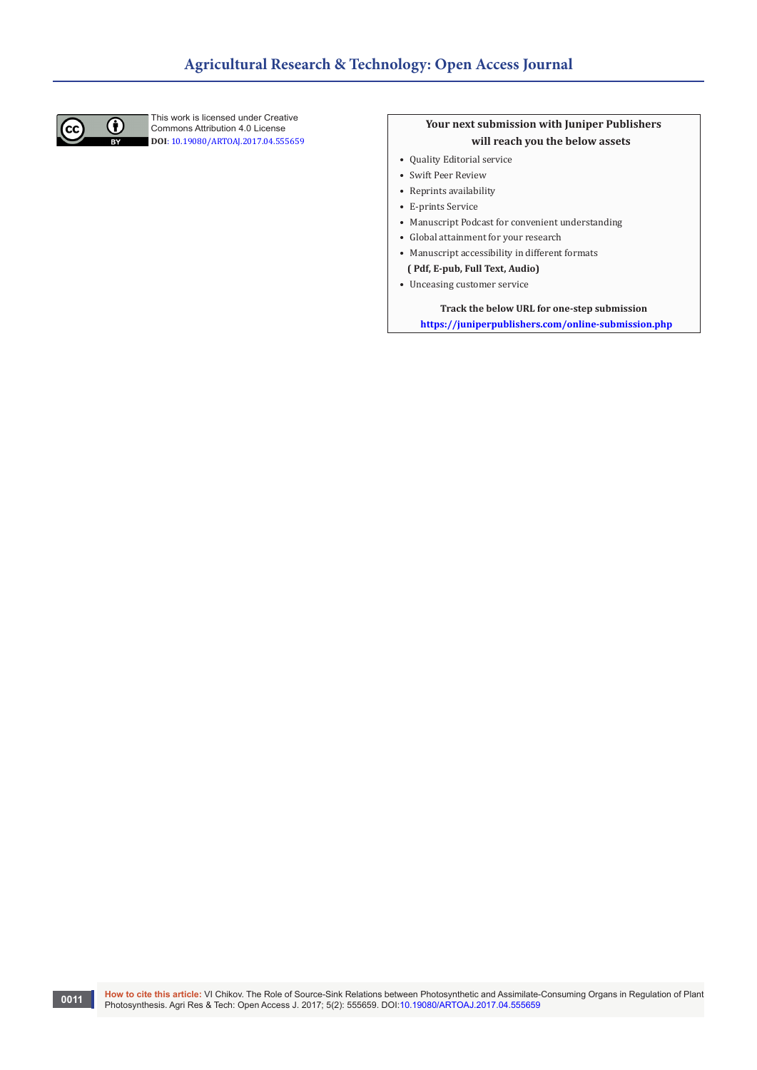This work is licensed under Creative Commons Attribution 4.0 License
**DOI**: 10.19080/ARTOAJ.2017.04.555659

**Your next submission with Juniper Publishers will reach you the below assets**

- Quality Editorial service
- Swift Peer Review
- Reprints availability
- E-prints Service
- Manuscript Podcast for convenient understanding
- Global attainment for your research
- Manuscript accessibility in different formats **( Pdf, E-pub, Full Text, Audio)**
- Unceasing customer service

**Track the below URL for one-step submission**
**https://juniperpublishers.com/online-submission.php**

**How to cite this article:** VI Chikov. The Role of Source-Sink Relations between Photosynthetic and Assimilate-Consuming Organs in Regulation of Plant Photosynthesis. Agri Res & Tech: Open Access J. 2017; 5(2): 555659. DOI:10.19080/ARTOAJ.2017.04.555659